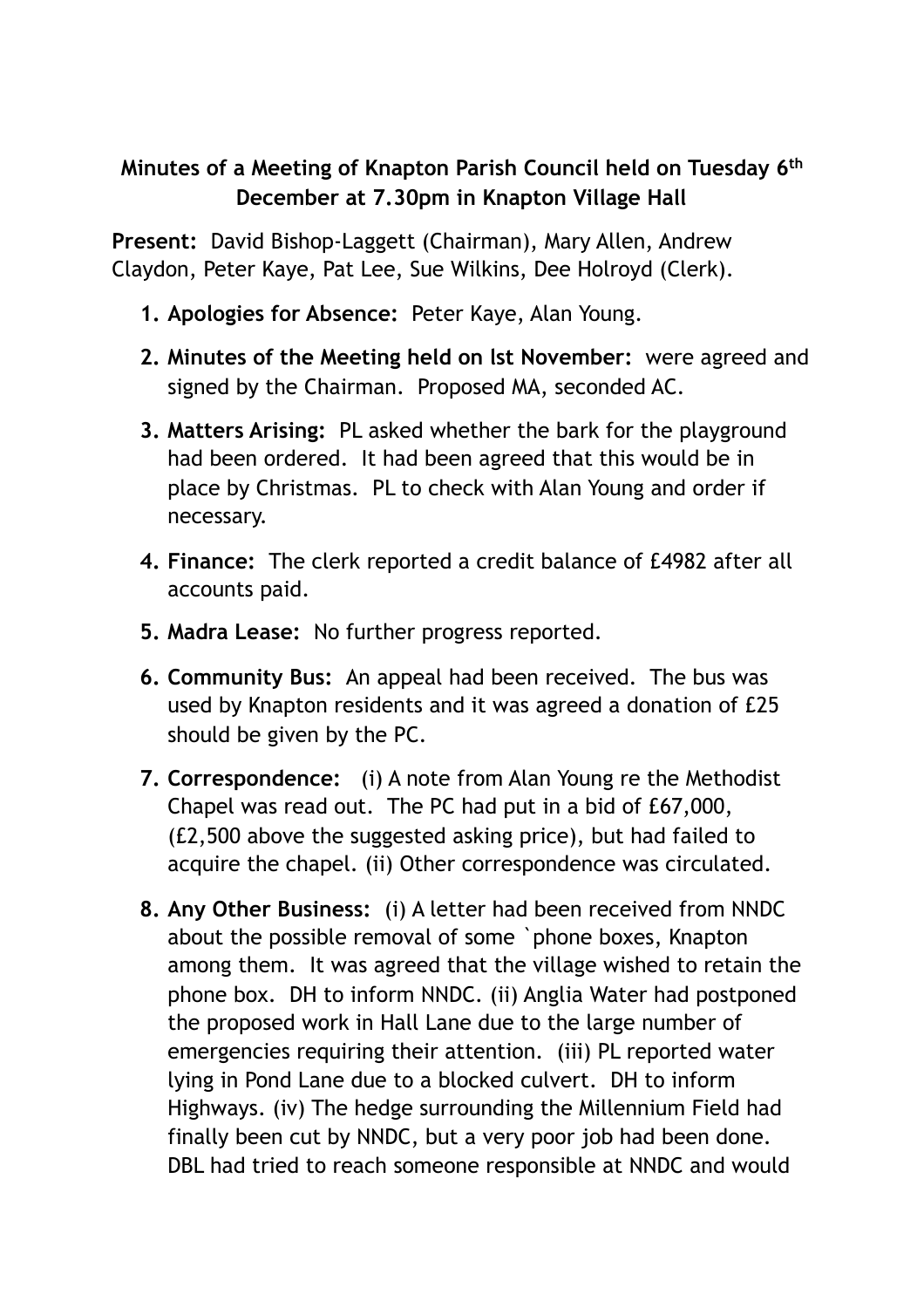**Minutes of a Meeting of Knapton Parish Council held on Tuesday 6th December at 7.30pm in Knapton Village Hall**

**Present:** David Bishop-Laggett (Chairman), Mary Allen, Andrew Claydon, Peter Kaye, Pat Lee, Sue Wilkins, Dee Holroyd (Clerk).

1. **Apologies for Absence:** Peter Kaye, Alan Young.
2. **Minutes of the Meeting held on lst November:** were agreed and signed by the Chairman. Proposed MA, seconded AC.
3. **Matters Arising:** PL asked whether the bark for the playground had been ordered. It had been agreed that this would be in place by Christmas. PL to check with Alan Young and order if necessary.
4. **Finance:** The clerk reported a credit balance of £4982 after all accounts paid.
5. **Madra Lease:** No further progress reported.
6. **Community Bus:** An appeal had been received. The bus was used by Knapton residents and it was agreed a donation of £25 should be given by the PC.
7. **Correspondence:** (i) A note from Alan Young re the Methodist Chapel was read out. The PC had put in a bid of £67,000, (£2,500 above the suggested asking price), but had failed to acquire the chapel. (ii) Other correspondence was circulated.
8. **Any Other Business:** (i) A letter had been received from NNDC about the possible removal of some `phone boxes, Knapton among them. It was agreed that the village wished to retain the phone box. DH to inform NNDC. (ii) Anglia Water had postponed the proposed work in Hall Lane due to the large number of emergencies requiring their attention. (iii) PL reported water lying in Pond Lane due to a blocked culvert. DH to inform Highways. (iv) The hedge surrounding the Millennium Field had finally been cut by NNDC, but a very poor job had been done. DBL had tried to reach someone responsible at NNDC and would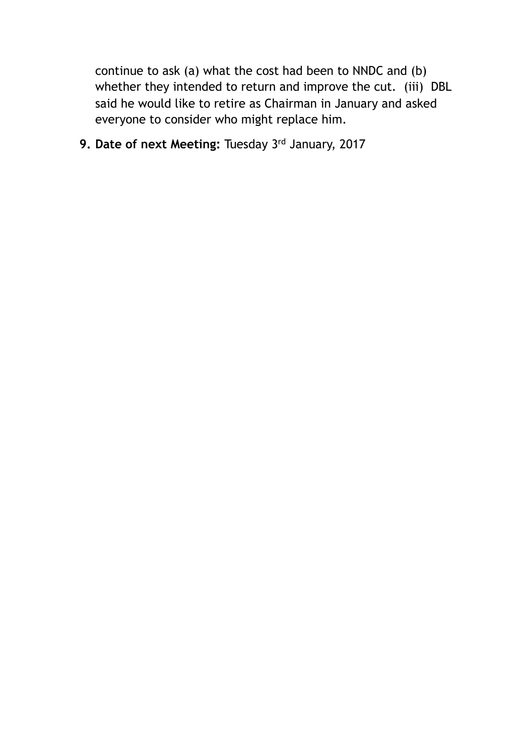continue to ask (a) what the cost had been to NNDC and (b) whether they intended to return and improve the cut. (iii) DBL said he would like to retire as Chairman in January and asked everyone to consider who might replace him.

9. **Date of next Meeting:** Tuesday 3rd January, 2017